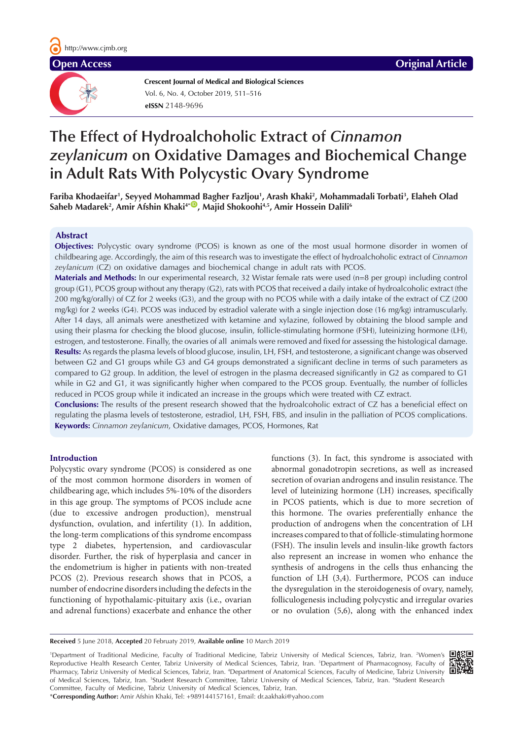# The Effect of Hydroalchoholic Extract of *Cinnamon zeylanicum* on Oxidative Damages and Biochemical Change in Adult Rats With Polycystic Ovary Syndrome

**Fariba Khodaeifar[1], Seyyed Mohammad Bagher Fazljou[1], Arash Khaki[2], Mohammadali Torbati[3], Elaheh Olad Saheb Madarek[2], Amir Afshin Khaki[4*], Majid Shokoohi[4,5], Amir Hossein Dalili[6]**

## Abstract

**Objectives:** Polycystic ovary syndrome (PCOS) is known as one of the most usual hormone disorder in women of childbearing age. Accordingly, the aim of this research was to investigate the effect of hydroalchoholic extract of *Cinnamon zeylanicum* (CZ) on oxidative damages and biochemical change in adult rats with PCOS.

**Materials and Methods:** In our experimental research, 32 Wistar female rats were used (n=8 per group) including control group (G1), PCOS group without any therapy (G2), rats with PCOS that received a daily intake of hydroalcoholic extract (the 200 mg/kg/orally) of CZ for 2 weeks (G3), and the group with no PCOS while with a daily intake of the extract of CZ (200 mg/kg) for 2 weeks (G4). PCOS was induced by estradiol valerate with a single injection dose (16 mg/kg) intramuscularly. After 14 days, all animals were anesthetized with ketamine and xylazine, followed by obtaining the blood sample and using their plasma for checking the blood glucose, insulin, follicle-stimulating hormone (FSH), luteinizing hormone (LH), estrogen, and testosterone. Finally, the ovaries of all animals were removed and fixed for assessing the histological damage.

**Results:** As regards the plasma levels of blood glucose, insulin, LH, FSH, and testosterone, a significant change was observed between G2 and G1 groups while G3 and G4 groups demonstrated a significant decline in terms of such parameters as compared to G2 group. In addition, the level of estrogen in the plasma decreased significantly in G2 as compared to G1 while in G2 and G1, it was significantly higher when compared to the PCOS group. Eventually, the number of follicles reduced in PCOS group while it indicated an increase in the groups which were treated with CZ extract.

**Conclusions:** The results of the present research showed that the hydroalcoholic extract of CZ has a beneficial effect on regulating the plasma levels of testosterone, estradiol, LH, FSH, FBS, and insulin in the palliation of PCOS complications.

**Keywords:** *Cinnamon zeylanicum*, Oxidative damages, PCOS, Hormones, Rat

## Introduction

Polycystic ovary syndrome (PCOS) is considered as one of the most common hormone disorders in women of childbearing age, which includes 5%-10% of the disorders in this age group. The symptoms of PCOS include acne (due to excessive androgen production), menstrual dysfunction, ovulation, and infertility (1). In addition, the long-term complications of this syndrome encompass type 2 diabetes, hypertension, and cardiovascular disorder. Further, the risk of hyperplasia and cancer in the endometrium is higher in patients with non-treated PCOS (2). Previous research shows that in PCOS, a number of endocrine disorders including the defects in the functioning of hypothalamic-pituitary axis (i.e., ovarian and adrenal functions) exacerbate and enhance the other functions (3). In fact, this syndrome is associated with abnormal gonadotropin secretions, as well as increased secretion of ovarian androgens and insulin resistance. The level of luteinizing hormone (LH) increases, specifically in PCOS patients, which is due to more secretion of this hormone. The ovaries preferentially enhance the production of androgens when the concentration of LH increases compared to that of follicle-stimulating hormone (FSH). The insulin levels and insulin-like growth factors also represent an increase in women who enhance the synthesis of androgens in the cells thus enhancing the function of LH (3,4). Furthermore, PCOS can induce the dysregulation in the steroidogenesis of ovary, namely, folliculogenesis including polycystic and irregular ovaries or no ovulation (5,6), along with the enhanced index

**Received** 5 June 2018, **Accepted** 20 Februaty 2019, **Available online** 10 March 2019

[1]Department of Traditional Medicine, Faculty of Traditional Medicine, Tabriz University of Medical Sciences, Tabriz, Iran. [2]Women's Reproductive Health Research Center, Tabriz University of Medical Sciences, Tabriz, Iran. [3]Department of Pharmacognosy, Faculty of Pharmacy, Tabriz University of Medical Sciences, Tabriz, Iran. [4]Department of Anatomical Sciences, Faculty of Medicine, Tabriz University of Medical Sciences, Tabriz, Iran. [5]Student Research Committee, Tabriz University of Medical Sciences, Tabriz, Iran. [6]Student Research Committee, Faculty of Medicine, Tabriz University of Medical Sciences, Tabriz, Iran.

\***Corresponding Author:** Amir Afshin Khaki, Tel: +989144157161, Email: dr.aakhaki@yahoo.com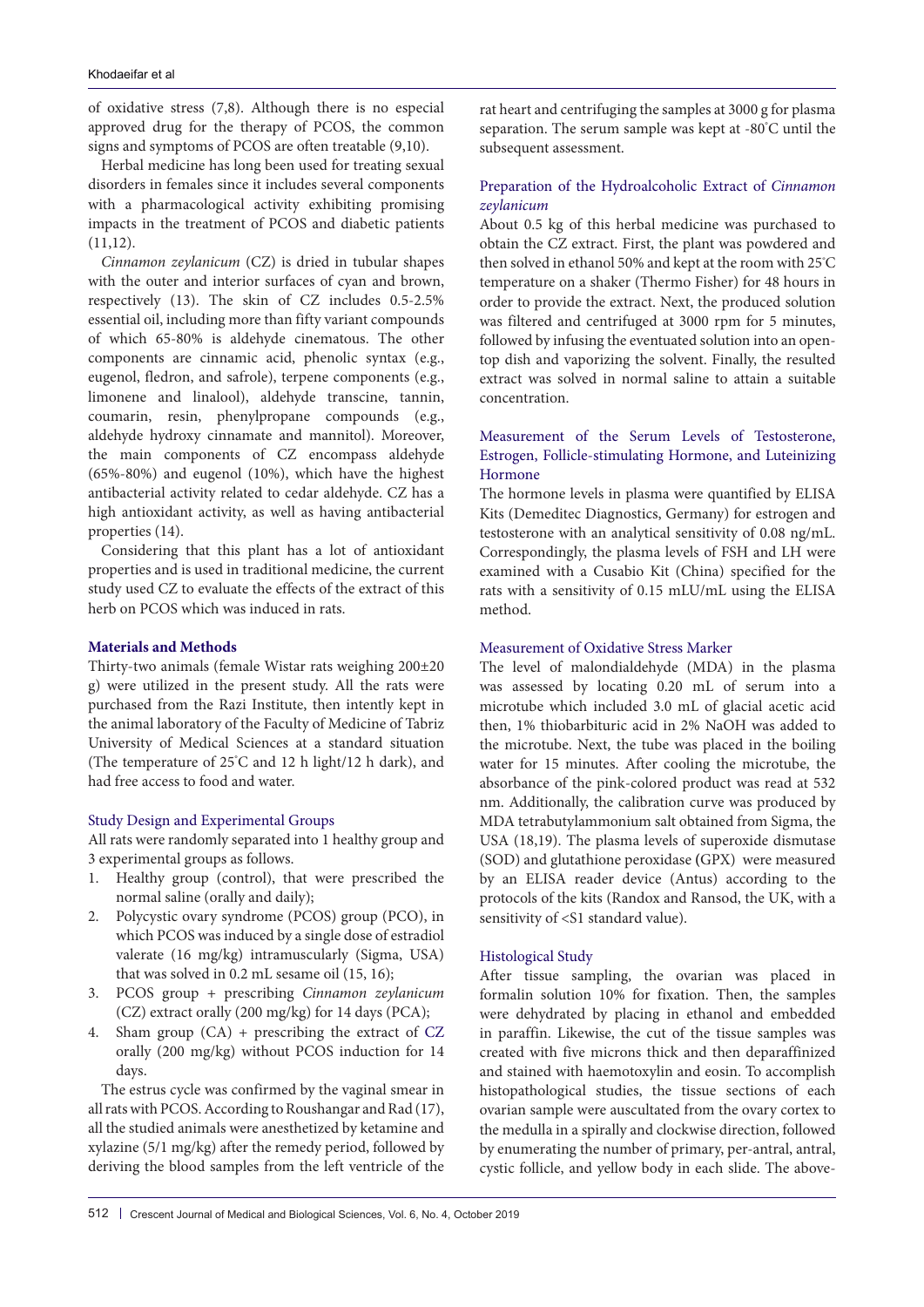of oxidative stress (7,8). Although there is no especial approved drug for the therapy of PCOS, the common signs and symptoms of PCOS are often treatable (9,10).

Herbal medicine has long been used for treating sexual disorders in females since it includes several components with a pharmacological activity exhibiting promising impacts in the treatment of PCOS and diabetic patients (11,12).

*Cinnamon zeylanicum* (CZ) is dried in tubular shapes with the outer and interior surfaces of cyan and brown, respectively (13). The skin of CZ includes 0.5-2.5% essential oil, including more than fifty variant compounds of which 65-80% is aldehyde cinematous. The other components are cinnamic acid, phenolic syntax (e.g., eugenol, fledron, and safrole), terpene components (e.g., limonene and linalool), aldehyde transcine, tannin, coumarin, resin, phenylpropane compounds (e.g., aldehyde hydroxy cinnamate and mannitol). Moreover, the main components of CZ encompass aldehyde (65%-80%) and eugenol (10%), which have the highest antibacterial activity related to cedar aldehyde. CZ has a high antioxidant activity, as well as having antibacterial properties (14).

Considering that this plant has a lot of antioxidant properties and is used in traditional medicine, the current study used CZ to evaluate the effects of the extract of this herb on PCOS which was induced in rats.

## Materials and Methods

Thirty-two animals (female Wistar rats weighing 200±20 g) were utilized in the present study. All the rats were purchased from the Razi Institute, then intently kept in the animal laboratory of the Faculty of Medicine of Tabriz University of Medical Sciences at a standard situation (The temperature of 25°C and 12 h light/12 h dark), and had free access to food and water.

### Study Design and Experimental Groups

All rats were randomly separated into 1 healthy group and 3 experimental groups as follows.

1. Healthy group (control), that were prescribed the normal saline (orally and daily);
2. Polycystic ovary syndrome (PCOS) group (PCO), in which PCOS was induced by a single dose of estradiol valerate (16 mg/kg) intramuscularly (Sigma, USA) that was solved in 0.2 mL sesame oil (15, 16);
3. PCOS group + prescribing *Cinnamon zeylanicum* (CZ) extract orally (200 mg/kg) for 14 days (PCA);
4. Sham group (CA) + prescribing the extract of CZ orally (200 mg/kg) without PCOS induction for 14 days.

The estrus cycle was confirmed by the vaginal smear in all rats with PCOS. According to Roushangar and Rad (17), all the studied animals were anesthetized by ketamine and xylazine (5/1 mg/kg) after the remedy period, followed by deriving the blood samples from the left ventricle of the rat heart and centrifuging the samples at 3000 g for plasma separation. The serum sample was kept at -80°C until the subsequent assessment.

### Preparation of the Hydroalcoholic Extract of *Cinnamon zeylanicum*

About 0.5 kg of this herbal medicine was purchased to obtain the CZ extract. First, the plant was powdered and then solved in ethanol 50% and kept at the room with 25°C temperature on a shaker (Thermo Fisher) for 48 hours in order to provide the extract. Next, the produced solution was filtered and centrifuged at 3000 rpm for 5 minutes, followed by infusing the eventuated solution into an open-top dish and vaporizing the solvent. Finally, the resulted extract was solved in normal saline to attain a suitable concentration.

### Measurement of the Serum Levels of Testosterone, Estrogen, Follicle-stimulating Hormone, and Luteinizing Hormone

The hormone levels in plasma were quantified by ELISA Kits (Demeditec Diagnostics, Germany) for estrogen and testosterone with an analytical sensitivity of 0.08 ng/mL. Correspondingly, the plasma levels of FSH and LH were examined with a Cusabio Kit (China) specified for the rats with a sensitivity of 0.15 mLU/mL using the ELISA method.

### Measurement of Oxidative Stress Marker

The level of malondialdehyde (MDA) in the plasma was assessed by locating 0.20 mL of serum into a microtube which included 3.0 mL of glacial acetic acid then, 1% thiobarbituric acid in 2% NaOH was added to the microtube. Next, the tube was placed in the boiling water for 15 minutes. After cooling the microtube, the absorbance of the pink-colored product was read at 532 nm. Additionally, the calibration curve was produced by MDA tetrabutylammonium salt obtained from Sigma, the USA (18,19). The plasma levels of superoxide dismutase (SOD) and glutathione peroxidase (GPX) were measured by an ELISA reader device (Antus) according to the protocols of the kits (Randox and Ransod, the UK, with a sensitivity of <S1 standard value).

### Histological Study

After tissue sampling, the ovarian was placed in formalin solution 10% for fixation. Then, the samples were dehydrated by placing in ethanol and embedded in paraffin. Likewise, the cut of the tissue samples was created with five microns thick and then deparaffinized and stained with haemotoxylin and eosin. To accomplish histopathological studies, the tissue sections of each ovarian sample were auscultated from the ovary cortex to the medulla in a spirally and clockwise direction, followed by enumerating the number of primary, per-antral, antral, cystic follicle, and yellow body in each slide. The above-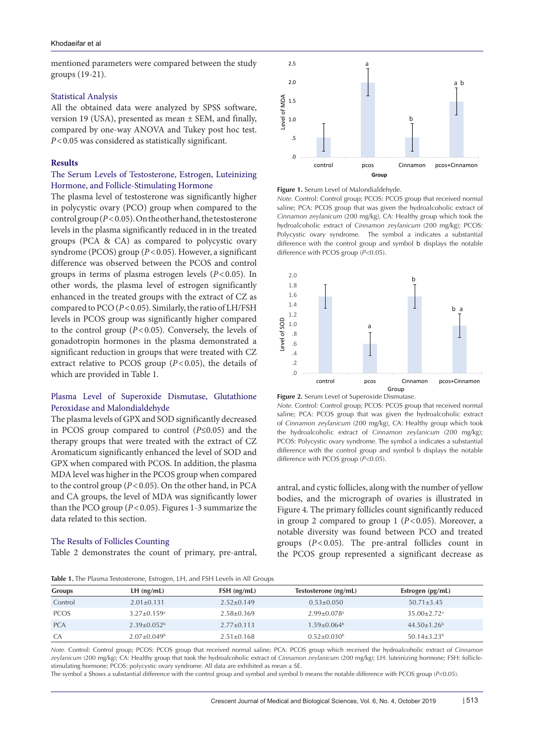mentioned parameters were compared between the study groups (19-21).

### Statistical Analysis

All the obtained data were analyzed by SPSS software, version 19 (USA), presented as mean ± SEM, and finally, compared by one-way ANOVA and Tukey post hoc test. $P < 0.05$ was considered as statistically significant.

## Results

### The Serum Levels of Testosterone, Estrogen, Luteinizing Hormone, and Follicle-Stimulating Hormone

The plasma level of testosterone was significantly higher in polycystic ovary (PCO) group when compared to the control group ($P < 0.05$). On the other hand, the testosterone levels in the plasma significantly reduced in the treated groups (PCA & CA) as compared to polycystic ovary syndrome (PCOS) group ($P < 0.05$). However, a significant difference was observed between the PCOS and control groups in terms of plasma estrogen levels ($P < 0.05$). In other words, the plasma level of estrogen significantly enhanced in the treated groups with the extract of CZ as compared to PCO ($P < 0.05$). Similarly, the ratio of LH/FSH levels in PCOS group was significantly higher compared to the control group ($P < 0.05$). Conversely, the levels of gonadotropin hormones in the plasma demonstrated a significant reduction in groups that were treated with CZ extract relative to PCOS group ($P < 0.05$), the details of which are provided in Table 1.

### Plasma Level of Superoxide Dismutase, Glutathione Peroxidase and Malondialdehyde

The plasma levels of GPX and SOD significantly decreased in PCOS group compared to control ($P \leq 0.05$) and the therapy groups that were treated with the extract of CZ Aromaticum significantly enhanced the level of SOD and GPX when compared with PCOS. In addition, the plasma MDA level was higher in the PCOS group when compared to the control group ($P < 0.05$). On the other hand, in PCA and CA groups, the level of MDA was significantly lower than the PCO group ($P < 0.05$). Figures 1-3 summarize the data related to this section.

### The Results of Follicles Counting

Table 2 demonstrates the count of primary, pre-antral, antral, and cystic follicles, along with the number of yellow bodies, and the micrograph of ovaries is illustrated in Figure 4. The primary follicles count significantly reduced in group 2 compared to group 1 ($P < 0.05$). Moreover, a notable diversity was found between PCO and treated groups ($P < 0.05$). The pre-antral follicles count in the PCOS group represented a significant decrease as

**Figure 1.** Serum Level of Malondialdehyde.

*Note.* Control: Control group; PCOS: PCOS group that received normal saline; PCA: PCOS group that was given the hydroalcoholic extract of *Cinnamon zeylanicum* (200 mg/kg), CA: Healthy group which took the hydroalcoholic extract of *Cinnamon zeylanicum* (200 mg/kg); PCOS: Polycystic ovary syndrome. The symbol a indicates a substantial difference with the control group and symbol b displays the notable difference with PCOS group ($P<0.05$).

**Figure 2.** Serum Level of Superoxide Dismutase.

*Note.* Control: Control group; PCOS: PCOS group that received normal saline; PCA: PCOS group that was given the hydroalcoholic extract of *Cinnamon zeylanicum* (200 mg/kg), CA: Healthy group which took the hydroalcoholic extract of *Cinnamon zeylanicum* (200 mg/kg); PCOS: Polycystic ovary syndrome. The symbol a indicates a substantial difference with the control group and symbol b displays the notable difference with PCOS group ($P<0.05$).

**Table 1.** The Plasma Testosterone, Estrogen, LH, and FSH Levels in All Groups

| Groups | LH (ng/mL) | FSH (ng/mL) | Testosterone (ng/mL) | Estrogen (pg/mL) |
|---|---|---|---|---|
| Control | 2.01±0.131 | 2.52±0.149 | 0.53±0.050 | 50.71±3.45 |
| PCOS | 3.27±0.159[a] | 2.58±0.369 | 2.99±0.078[a] | 35.00±2.72[a] |
| PCA | 2.39±0.052[b] | 2.77±0.113 | 1.59±0.064[b] | 44.50±1.26[b] |
| CA | 2.07±0.049[b] | 2.51±0.168 | 0.52±0.030[b] | 50.14±3.23[b] |

*Note.* Control: Control group; PCOS: PCOS group that received normal saline; PCA: PCOS group which received the hydroalcoholic extract of *Cinnamon zeylanicum* (200 mg/kg); CA: Healthy group that took the hydroalcoholic extract of *Cinnamon zeylanicum* (200 mg/kg); LH: luteinizing hormone; FSH: follicle-stimulating hormone; PCOS: polycystic ovary syndrome. All data are exhibited as mean ± SE.

The symbol a Shows a substantial difference with the control group and symbol and symbol b means the notable difference with PCOS group ($P<0.05$).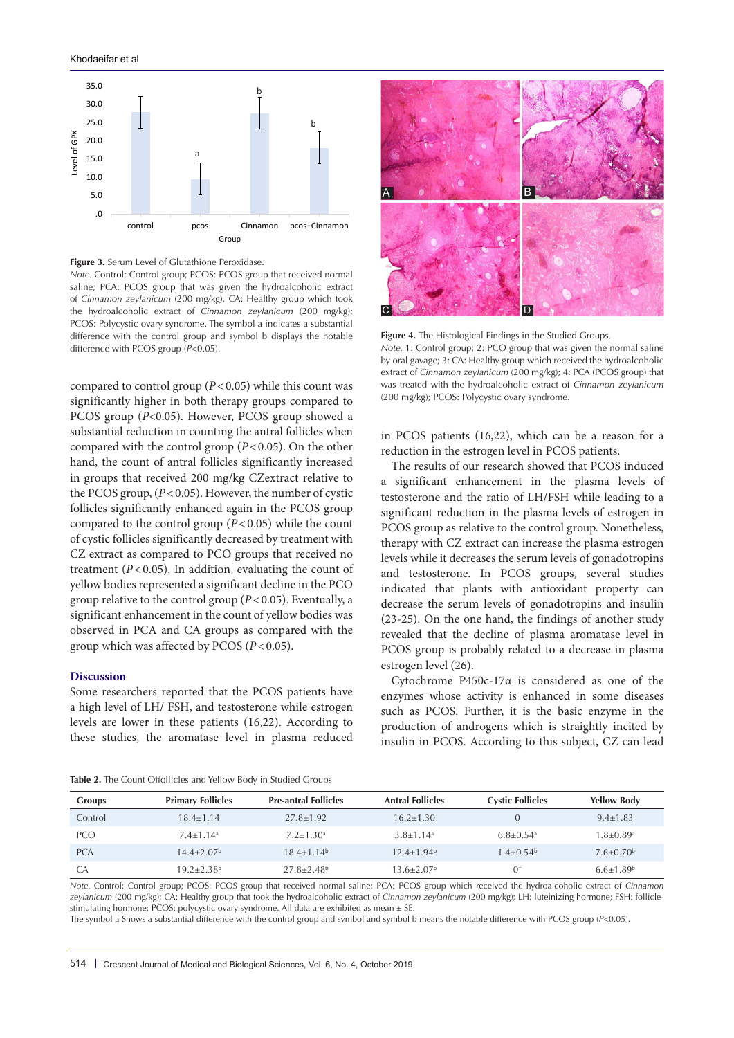**Figure 3.** Serum Level of Glutathione Peroxidase.

*Note.* Control: Control group; PCOS: PCOS group that received normal saline; PCA: PCOS group that was given the hydroalcoholic extract of *Cinnamon zeylanicum* (200 mg/kg), CA: Healthy group which took the hydroalcoholic extract of *Cinnamon zeylanicum* (200 mg/kg); PCOS: Polycystic ovary syndrome. The symbol a indicates a substantial difference with the control group and symbol b displays the notable difference with PCOS group ($P$<0.05).

**Figure 4.** The Histological Findings in the Studied Groups.

*Note.* 1: Control group; 2: PCO group that was given the normal saline by oral gavage; 3: CA: Healthy group which received the hydroalcoholic extract of *Cinnamon zeylanicum* (200 mg/kg); 4: PCA (PCOS group) that was treated with the hydroalcoholic extract of *Cinnamon zeylanicum* (200 mg/kg); PCOS: Polycystic ovary syndrome.

compared to control group ($P$ < 0.05) while this count was significantly higher in both therapy groups compared to PCOS group ($P$<0.05). However, PCOS group showed a substantial reduction in counting the antral follicles when compared with the control group ($P$ < 0.05). On the other hand, the count of antral follicles significantly increased in groups that received 200 mg/kg CZextract relative to the PCOS group, ($P$ < 0.05). However, the number of cystic follicles significantly enhanced again in the PCOS group compared to the control group ($P$ < 0.05) while the count of cystic follicles significantly decreased by treatment with CZ extract as compared to PCO groups that received no treatment ($P$ < 0.05). In addition, evaluating the count of yellow bodies represented a significant decline in the PCO group relative to the control group ($P$ < 0.05). Eventually, a significant enhancement in the count of yellow bodies was observed in PCA and CA groups as compared with the group which was affected by PCOS ($P$ < 0.05).

## Discussion

Some researchers reported that the PCOS patients have a high level of LH/ FSH, and testosterone while estrogen levels are lower in these patients (16,22). According to these studies, the aromatase level in plasma reduced in PCOS patients (16,22), which can be a reason for a reduction in the estrogen level in PCOS patients.

The results of our research showed that PCOS induced a significant enhancement in the plasma levels of testosterone and the ratio of LH/FSH while leading to a significant reduction in the plasma levels of estrogen in PCOS group as relative to the control group. Nonetheless, therapy with CZ extract can increase the plasma estrogen levels while it decreases the serum levels of gonadotropins and testosterone. In PCOS groups, several studies indicated that plants with antioxidant property can decrease the serum levels of gonadotropins and insulin (23-25). On the one hand, the findings of another study revealed that the decline of plasma aromatase level in PCOS group is probably related to a decrease in plasma estrogen level (26).

Cytochrome P450c-17α is considered as one of the enzymes whose activity is enhanced in some diseases such as PCOS. Further, it is the basic enzyme in the production of androgens which is straightly incited by insulin in PCOS. According to this subject, CZ can lead

**Table 2.** The Count Offollicles and Yellow Body in Studied Groups

| Groups | Primary Follicles | Pre-antral Follicles | Antral Follicles | Cystic Follicles | Yellow Body |
|---|---|---|---|---|---|
| Control | 18.4±1.14 | 27.8±1.92 | 16.2±1.30 | 0 | 9.4±1.83 |
| PCO | 7.4±1.14[a] | 7.2±1.30[a] | 3.8±1.14[a] | 6.8±0.54[a] | 1.8±0.89[a] |
| PCA | 14.4±2.07[b] | 18.4±1.14[b] | 12.4±1.94[b] | 1.4±0.54[b] | 7.6±0.70[b] |
| CA | 19.2±2.38[b] | 27.8±2.48[b] | 13.6±2.07[b] | 0[†] | 6.6±1.89[b] |

*Note.* Control: Control group; PCOS: PCOS group that received normal saline; PCA: PCOS group which received the hydroalcoholic extract of *Cinnamon zeylanicum* (200 mg/kg); CA: Healthy group that took the hydroalcoholic extract of *Cinnamon zeylanicum* (200 mg/kg); LH: luteinizing hormone; FSH: follicle-stimulating hormone; PCOS: polycystic ovary syndrome. All data are exhibited as mean ± SE.

The symbol a Shows a substantial difference with the control group and symbol and symbol b means the notable difference with PCOS group ($P$<0.05).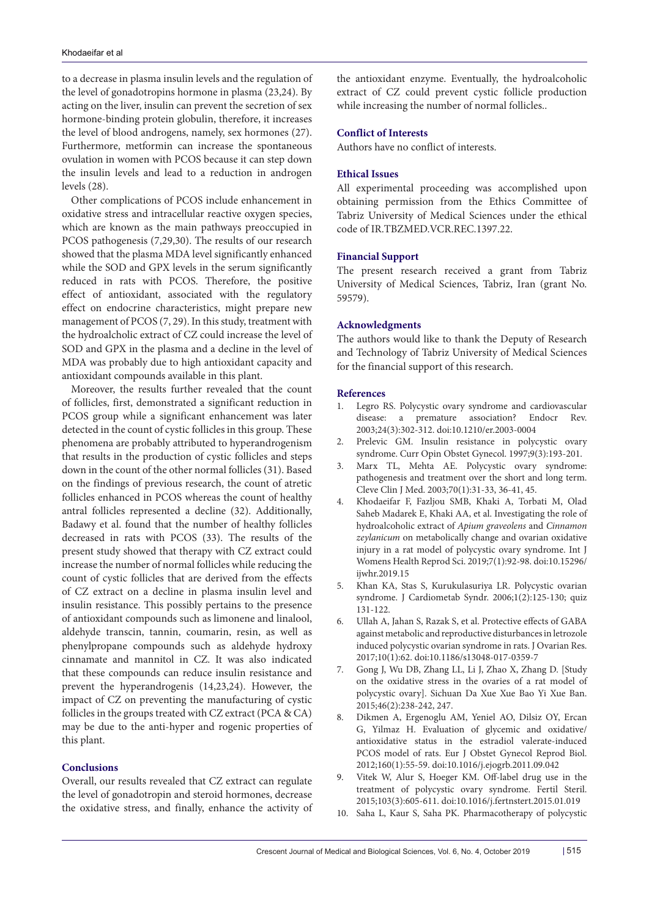to a decrease in plasma insulin levels and the regulation of the level of gonadotropins hormone in plasma (23,24). By acting on the liver, insulin can prevent the secretion of sex hormone-binding protein globulin, therefore, it increases the level of blood androgens, namely, sex hormones (27). Furthermore, metformin can increase the spontaneous ovulation in women with PCOS because it can step down the insulin levels and lead to a reduction in androgen levels (28).

Other complications of PCOS include enhancement in oxidative stress and intracellular reactive oxygen species, which are known as the main pathways preoccupied in PCOS pathogenesis (7,29,30). The results of our research showed that the plasma MDA level significantly enhanced while the SOD and GPX levels in the serum significantly reduced in rats with PCOS. Therefore, the positive effect of antioxidant, associated with the regulatory effect on endocrine characteristics, might prepare new management of PCOS (7, 29). In this study, treatment with the hydroalcholic extract of CZ could increase the level of SOD and GPX in the plasma and a decline in the level of MDA was probably due to high antioxidant capacity and antioxidant compounds available in this plant.

Moreover, the results further revealed that the count of follicles, first, demonstrated a significant reduction in PCOS group while a significant enhancement was later detected in the count of cystic follicles in this group. These phenomena are probably attributed to hyperandrogenism that results in the production of cystic follicles and steps down in the count of the other normal follicles (31). Based on the findings of previous research, the count of atretic follicles enhanced in PCOS whereas the count of healthy antral follicles represented a decline (32). Additionally, Badawy et al. found that the number of healthy follicles decreased in rats with PCOS (33). The results of the present study showed that therapy with CZ extract could increase the number of normal follicles while reducing the count of cystic follicles that are derived from the effects of CZ extract on a decline in plasma insulin level and insulin resistance. This possibly pertains to the presence of antioxidant compounds such as limonene and linalool, aldehyde transcin, tannin, coumarin, resin, as well as phenylpropane compounds such as aldehyde hydroxy cinnamate and mannitol in CZ. It was also indicated that these compounds can reduce insulin resistance and prevent the hyperandrogenis (14,23,24). However, the impact of CZ on preventing the manufacturing of cystic follicles in the groups treated with CZ extract (PCA & CA) may be due to the anti-hyper and rogenic properties of this plant.

## Conclusions

Overall, our results revealed that CZ extract can regulate the level of gonadotropin and steroid hormones, decrease the oxidative stress, and finally, enhance the activity of the antioxidant enzyme. Eventually, the hydroalcoholic extract of CZ could prevent cystic follicle production while increasing the number of normal follicles..

## Conflict of Interests

Authors have no conflict of interests.

## Ethical Issues

All experimental proceeding was accomplished upon obtaining permission from the Ethics Committee of Tabriz University of Medical Sciences under the ethical code of IR.TBZMED.VCR.REC.1397.22.

## Financial Support

The present research received a grant from Tabriz University of Medical Sciences, Tabriz, Iran (grant No. 59579).

## Acknowledgments

The authors would like to thank the Deputy of Research and Technology of Tabriz University of Medical Sciences for the financial support of this research.

## References

1. Legro RS. Polycystic ovary syndrome and cardiovascular disease: a premature association? Endocr Rev. 2003;24(3):302-312. doi:10.1210/er.2003-0004
2. Prelevic GM. Insulin resistance in polycystic ovary syndrome. Curr Opin Obstet Gynecol. 1997;9(3):193-201.
3. Marx TL, Mehta AE. Polycystic ovary syndrome: pathogenesis and treatment over the short and long term. Cleve Clin J Med. 2003;70(1):31-33, 36-41, 45.
4. Khodaeifar F, Fazljou SMB, Khaki A, Torbati M, Olad Saheb Madarek E, Khaki AA, et al. Investigating the role of hydroalcoholic extract of *Apium graveolens* and *Cinnamon zeylanicum* on metabolically change and ovarian oxidative injury in a rat model of polycystic ovary syndrome. Int J Womens Health Reprod Sci. 2019;7(1):92-98. doi:10.15296/ijwhr.2019.15
5. Khan KA, Stas S, Kurukulasuriya LR. Polycystic ovarian syndrome. J Cardiometab Syndr. 2006;1(2):125-130; quiz 131-122.
6. Ullah A, Jahan S, Razak S, et al. Protective effects of GABA against metabolic and reproductive disturbances in letrozole induced polycystic ovarian syndrome in rats. J Ovarian Res. 2017;10(1):62. doi:10.1186/s13048-017-0359-7
7. Gong J, Wu DB, Zhang LL, Li J, Zhao X, Zhang D. [Study on the oxidative stress in the ovaries of a rat model of polycystic ovary]. Sichuan Da Xue Xue Bao Yi Xue Ban. 2015;46(2):238-242, 247.
8. Dikmen A, Ergenoglu AM, Yeniel AO, Dilsiz OY, Ercan G, Yilmaz H. Evaluation of glycemic and oxidative/antioxidative status in the estradiol valerate-induced PCOS model of rats. Eur J Obstet Gynecol Reprod Biol. 2012;160(1):55-59. doi:10.1016/j.ejogrb.2011.09.042
9. Vitek W, Alur S, Hoeger KM. Off-label drug use in the treatment of polycystic ovary syndrome. Fertil Steril. 2015;103(3):605-611. doi:10.1016/j.fertnstert.2015.01.019
10. Saha L, Kaur S, Saha PK. Pharmacotherapy of polycystic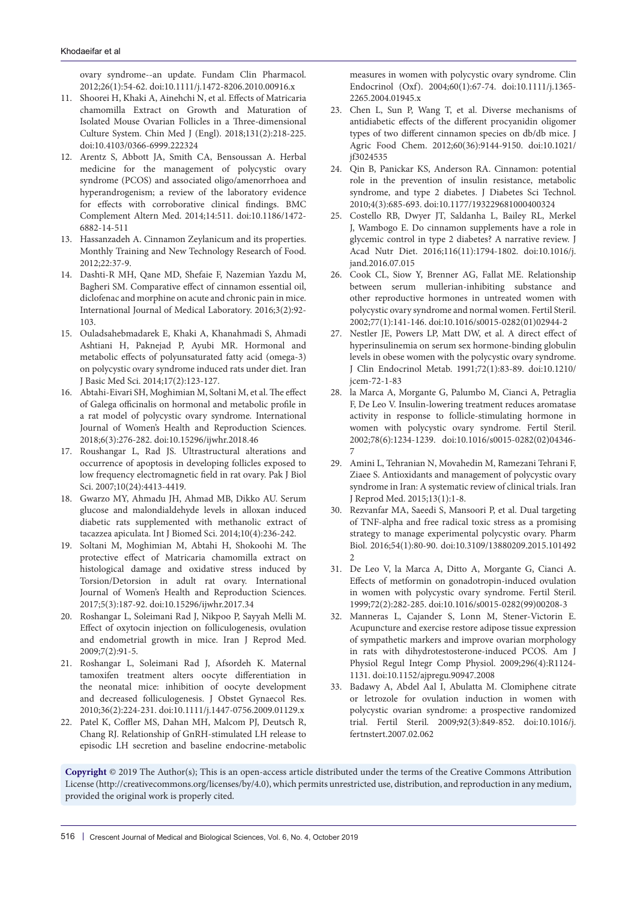ovary syndrome--an update. Fundam Clin Pharmacol. 2012;26(1):54-62. doi:10.1111/j.1472-8206.2010.00916.x

11. Shoorei H, Khaki A, Ainehchi N, et al. Effects of Matricaria chamomilla Extract on Growth and Maturation of Isolated Mouse Ovarian Follicles in a Three-dimensional Culture System. Chin Med J (Engl). 2018;131(2):218-225. doi:10.4103/0366-6999.222324
12. Arentz S, Abbott JA, Smith CA, Bensoussan A. Herbal medicine for the management of polycystic ovary syndrome (PCOS) and associated oligo/amenorrhoea and hyperandrogenism; a review of the laboratory evidence for effects with corroborative clinical findings. BMC Complement Altern Med. 2014;14:511. doi:10.1186/1472-6882-14-511
13. Hassanzadeh A. Cinnamon Zeylanicum and its properties. Monthly Training and New Technology Research of Food. 2012;22:37-9.
14. Dashti-R MH, Qane MD, Shefaie F, Nazemian Yazdu M, Bagheri SM. Comparative effect of cinnamon essential oil, diclofenac and morphine on acute and chronic pain in mice. International Journal of Medical Laboratory. 2016;3(2):92-103.
15. Ouladsahebmadarek E, Khaki A, Khanahmadi S, Ahmadi Ashtiani H, Paknejad P, Ayubi MR. Hormonal and metabolic effects of polyunsaturated fatty acid (omega-3) on polycystic ovary syndrome induced rats under diet. Iran J Basic Med Sci. 2014;17(2):123-127.
16. Abtahi-Eivari SH, Moghimian M, Soltani M, et al. The effect of Galega officinalis on hormonal and metabolic profile in a rat model of polycystic ovary syndrome. International Journal of Women's Health and Reproduction Sciences. 2018;6(3):276-282. doi:10.15296/ijwhr.2018.46
17. Roushangar L, Rad JS. Ultrastructural alterations and occurrence of apoptosis in developing follicles exposed to low frequency electromagnetic field in rat ovary. Pak J Biol Sci. 2007;10(24):4413-4419.
18. Gwarzo MY, Ahmadu JH, Ahmad MB, Dikko AU. Serum glucose and malondialdehyde levels in alloxan induced diabetic rats supplemented with methanolic extract of tacazzea apiculata. Int J Biomed Sci. 2014;10(4):236-242.
19. Soltani M, Moghimian M, Abtahi H, Shokoohi M. The protective effect of Matricaria chamomilla extract on histological damage and oxidative stress induced by Torsion/Detorsion in adult rat ovary. International Journal of Women's Health and Reproduction Sciences. 2017;5(3):187-92. doi:10.15296/ijwhr.2017.34
20. Roshangar L, Soleimani Rad J, Nikpoo P, Sayyah Melli M. Effect of oxytocin injection on folliculogenesis, ovulation and endometrial growth in mice. Iran J Reprod Med. 2009;7(2):91-5.
21. Roshangar L, Soleimani Rad J, Afsordeh K. Maternal tamoxifen treatment alters oocyte differentiation in the neonatal mice: inhibition of oocyte development and decreased folliculogenesis. J Obstet Gynaecol Res. 2010;36(2):224-231. doi:10.1111/j.1447-0756.2009.01129.x
22. Patel K, Coffler MS, Dahan MH, Malcom PJ, Deutsch R, Chang RJ. Relationship of GnRH-stimulated LH release to episodic LH secretion and baseline endocrine-metabolic measures in women with polycystic ovary syndrome. Clin Endocrinol (Oxf). 2004;60(1):67-74. doi:10.1111/j.1365-2265.2004.01945.x
23. Chen L, Sun P, Wang T, et al. Diverse mechanisms of antidiabetic effects of the different procyanidin oligomer types of two different cinnamon species on db/db mice. J Agric Food Chem. 2012;60(36):9144-9150. doi:10.1021/jf3024535
24. Qin B, Panickar KS, Anderson RA. Cinnamon: potential role in the prevention of insulin resistance, metabolic syndrome, and type 2 diabetes. J Diabetes Sci Technol. 2010;4(3):685-693. doi:10.1177/193229681000400324
25. Costello RB, Dwyer JT, Saldanha L, Bailey RL, Merkel J, Wambogo E. Do cinnamon supplements have a role in glycemic control in type 2 diabetes? A narrative review. J Acad Nutr Diet. 2016;116(11):1794-1802. doi:10.1016/j.jand.2016.07.015
26. Cook CL, Siow Y, Brenner AG, Fallat ME. Relationship between serum mullerian-inhibiting substance and other reproductive hormones in untreated women with polycystic ovary syndrome and normal women. Fertil Steril. 2002;77(1):141-146. doi:10.1016/s0015-0282(01)02944-2
27. Nestler JE, Powers LP, Matt DW, et al. A direct effect of hyperinsulinemia on serum sex hormone-binding globulin levels in obese women with the polycystic ovary syndrome. J Clin Endocrinol Metab. 1991;72(1):83-89. doi:10.1210/jcem-72-1-83
28. la Marca A, Morgante G, Palumbo M, Cianci A, Petraglia F, De Leo V. Insulin-lowering treatment reduces aromatase activity in response to follicle-stimulating hormone in women with polycystic ovary syndrome. Fertil Steril. 2002;78(6):1234-1239. doi:10.1016/s0015-0282(02)04346-7
29. Amini L, Tehranian N, Movahedin M, Ramezani Tehrani F, Ziaee S. Antioxidants and management of polycystic ovary syndrome in Iran: A systematic review of clinical trials. Iran J Reprod Med. 2015;13(1):1-8.
30. Rezvanfar MA, Saeedi S, Mansoori P, et al. Dual targeting of TNF-alpha and free radical toxic stress as a promising strategy to manage experimental polycystic ovary. Pharm Biol. 2016;54(1):80-90. doi:10.3109/13880209.2015.1014922
31. De Leo V, la Marca A, Ditto A, Morgante G, Cianci A. Effects of metformin on gonadotropin-induced ovulation in women with polycystic ovary syndrome. Fertil Steril. 1999;72(2):282-285. doi:10.1016/s0015-0282(99)00208-3
32. Manneras L, Cajander S, Lonn M, Stener-Victorin E. Acupuncture and exercise restore adipose tissue expression of sympathetic markers and improve ovarian morphology in rats with dihydrotestosterone-induced PCOS. Am J Physiol Regul Integr Comp Physiol. 2009;296(4):R1124-1131. doi:10.1152/ajpregu.90947.2008
33. Badawy A, Abdel Aal I, Abulatta M. Clomiphene citrate or letrozole for ovulation induction in women with polycystic ovarian syndrome: a prospective randomized trial. Fertil Steril. 2009;92(3):849-852. doi:10.1016/j.fertnstert.2007.02.062

**Copyright** © 2019 The Author(s); This is an open-access article distributed under the terms of the Creative Commons Attribution License (http://creativecommons.org/licenses/by/4.0), which permits unrestricted use, distribution, and reproduction in any medium, provided the original work is properly cited.